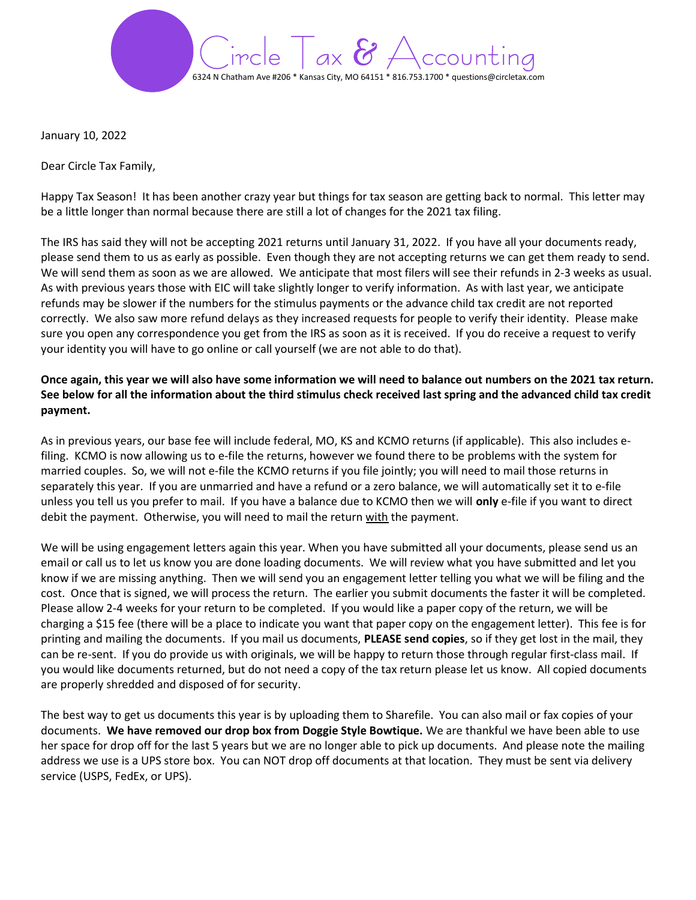# Circle Tax & Accounting

6324 N Chatham Ave #206 * Kansas City, MO 64151 * 816.753.1700 * questions@circletax.com

January 10, 2022

Dear Circle Tax Family,

Happy Tax Season! It has been another crazy year but things for tax season are getting back to normal. This letter may be a little longer than normal because there are still a lot of changes for the 2021 tax filing.

The IRS has said they will not be accepting 2021 returns until January 31, 2022. If you have all your documents ready, please send them to us as early as possible. Even though they are not accepting returns we can get them ready to send. We will send them as soon as we are allowed. We anticipate that most filers will see their refunds in 2-3 weeks as usual. As with previous years those with EIC will take slightly longer to verify information. As with last year, we anticipate refunds may be slower if the numbers for the stimulus payments or the advance child tax credit are not reported correctly. We also saw more refund delays as they increased requests for people to verify their identity. Please make sure you open any correspondence you get from the IRS as soon as it is received. If you do receive a request to verify your identity you will have to go online or call yourself (we are not able to do that).

**Once again, this year we will also have some information we will need to balance out numbers on the 2021 tax return. See below for all the information about the third stimulus check received last spring and the advanced child tax credit payment.**

As in previous years, our base fee will include federal, MO, KS and KCMO returns (if applicable). This also includes e-filing. KCMO is now allowing us to e-file the returns, however we found there to be problems with the system for married couples. So, we will not e-file the KCMO returns if you file jointly; you will need to mail those returns in separately this year. If you are unmarried and have a refund or a zero balance, we will automatically set it to e-file unless you tell us you prefer to mail. If you have a balance due to KCMO then we will **only** e-file if you want to direct debit the payment. Otherwise, you will need to mail the return with the payment.

We will be using engagement letters again this year. When you have submitted all your documents, please send us an email or call us to let us know you are done loading documents. We will review what you have submitted and let you know if we are missing anything. Then we will send you an engagement letter telling you what we will be filing and the cost. Once that is signed, we will process the return. The earlier you submit documents the faster it will be completed. Please allow 2-4 weeks for your return to be completed. If you would like a paper copy of the return, we will be charging a $15 fee (there will be a place to indicate you want that paper copy on the engagement letter). This fee is for printing and mailing the documents. If you mail us documents, **PLEASE send copies**, so if they get lost in the mail, they can be re-sent. If you do provide us with originals, we will be happy to return those through regular first-class mail. If you would like documents returned, but do not need a copy of the tax return please let us know. All copied documents are properly shredded and disposed of for security.

The best way to get us documents this year is by uploading them to Sharefile. You can also mail or fax copies of your documents. **We have removed our drop box from Doggie Style Bowtique.** We are thankful we have been able to use her space for drop off for the last 5 years but we are no longer able to pick up documents. And please note the mailing address we use is a UPS store box. You can NOT drop off documents at that location. They must be sent via delivery service (USPS, FedEx, or UPS).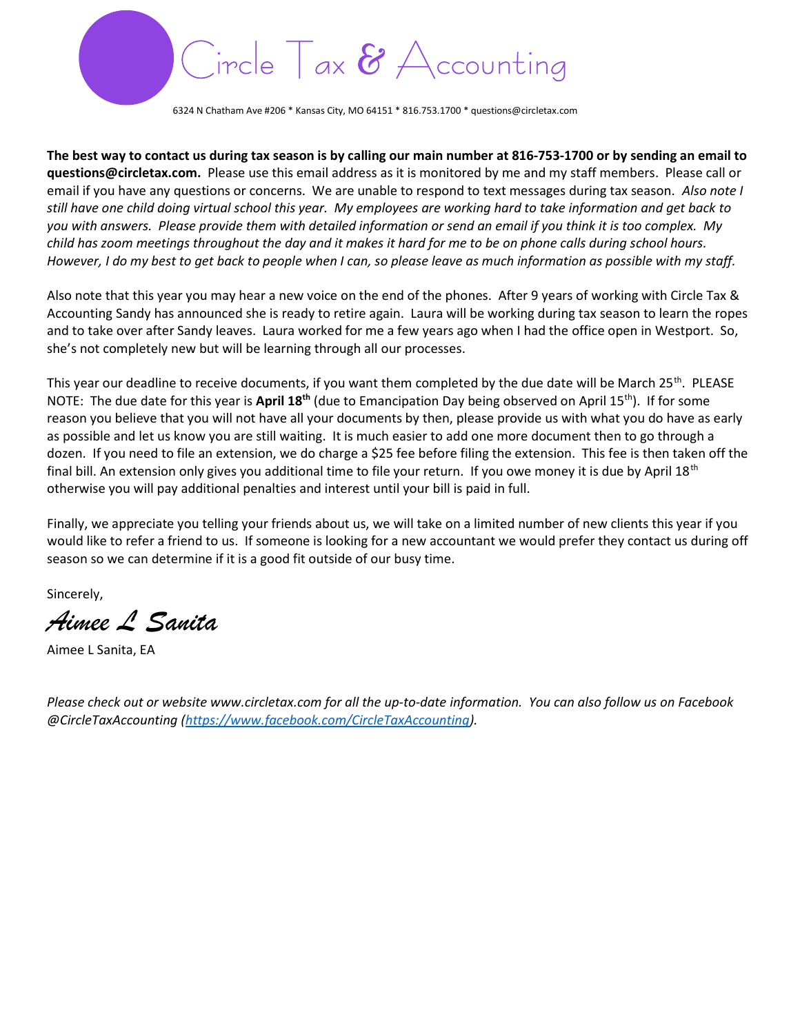# Circle Tax & Accounting

6324 N Chatham Ave #206 * Kansas City, MO 64151 * 816.753.1700 * questions@circletax.com

**The best way to contact us during tax season is by calling our main number at 816-753-1700 or by sending an email to questions@circletax.com.** Please use this email address as it is monitored by me and my staff members. Please call or email if you have any questions or concerns. We are unable to respond to text messages during tax season. *Also note I still have one child doing virtual school this year. My employees are working hard to take information and get back to you with answers. Please provide them with detailed information or send an email if you think it is too complex. My child has zoom meetings throughout the day and it makes it hard for me to be on phone calls during school hours. However, I do my best to get back to people when I can, so please leave as much information as possible with my staff.*

Also note that this year you may hear a new voice on the end of the phones. After 9 years of working with Circle Tax & Accounting Sandy has announced she is ready to retire again. Laura will be working during tax season to learn the ropes and to take over after Sandy leaves. Laura worked for me a few years ago when I had the office open in Westport. So, she's not completely new but will be learning through all our processes.

This year our deadline to receive documents, if you want them completed by the due date will be March 25th. PLEASE NOTE: The due date for this year is **April 18th** (due to Emancipation Day being observed on April 15th). If for some reason you believe that you will not have all your documents by then, please provide us with what you do have as early as possible and let us know you are still waiting. It is much easier to add one more document then to go through a dozen. If you need to file an extension, we do charge a $25 fee before filing the extension. This fee is then taken off the final bill. An extension only gives you additional time to file your return. If you owe money it is due by April 18th otherwise you will pay additional penalties and interest until your bill is paid in full.

Finally, we appreciate you telling your friends about us, we will take on a limited number of new clients this year if you would like to refer a friend to us. If someone is looking for a new accountant we would prefer they contact us during off season so we can determine if it is a good fit outside of our busy time.

Sincerely,

*Aimee L Sanita*

Aimee L Sanita, EA

*Please check out or website www.circletax.com for all the up-to-date information. You can also follow us on Facebook @CircleTaxAccounting ([https://www.facebook.com/CircleTaxAccounting](https://www.facebook.com/CircleTaxAccounting)).*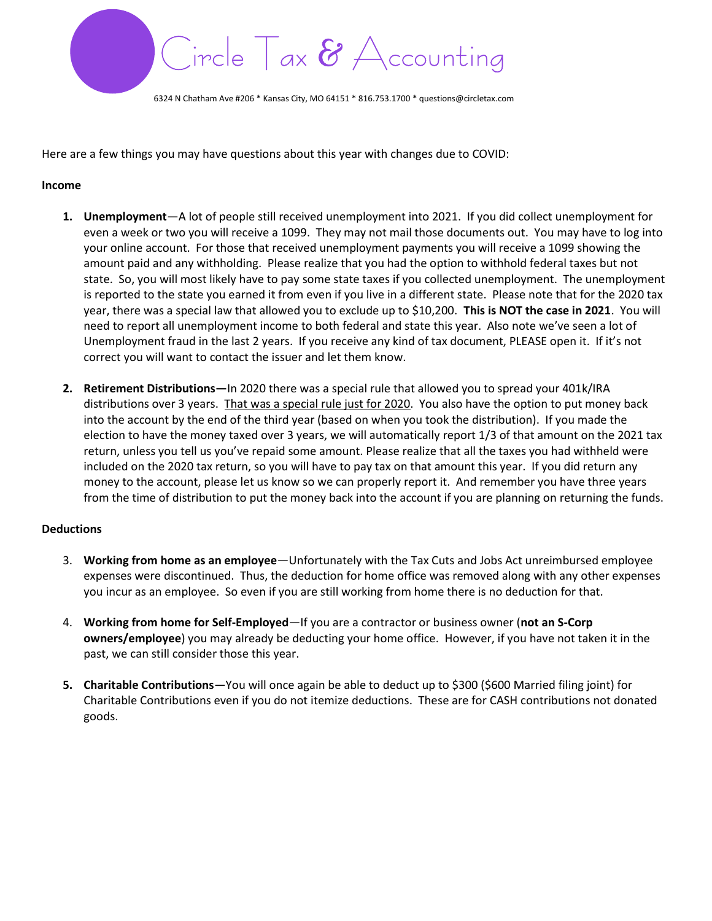Circle Tax & Accounting

6324 N Chatham Ave #206 * Kansas City, MO 64151 * 816.753.1700 * questions@circletax.com

Here are a few things you may have questions about this year with changes due to COVID:

**Income**

1. **Unemployment**—A lot of people still received unemployment into 2021. If you did collect unemployment for even a week or two you will receive a 1099. They may not mail those documents out. You may have to log into your online account. For those that received unemployment payments you will receive a 1099 showing the amount paid and any withholding. Please realize that you had the option to withhold federal taxes but not state. So, you will most likely have to pay some state taxes if you collected unemployment. The unemployment is reported to the state you earned it from even if you live in a different state. Please note that for the 2020 tax year, there was a special law that allowed you to exclude up to $10,200. **This is NOT the case in 2021**. You will need to report all unemployment income to both federal and state this year. Also note we've seen a lot of Unemployment fraud in the last 2 years. If you receive any kind of tax document, PLEASE open it. If it's not correct you will want to contact the issuer and let them know.

2. **Retirement Distributions—**In 2020 there was a special rule that allowed you to spread your 401k/IRA distributions over 3 years. <u>That was a special rule just for 2020</u>. You also have the option to put money back into the account by the end of the third year (based on when you took the distribution). If you made the election to have the money taxed over 3 years, we will automatically report 1/3 of that amount on the 2021 tax return, unless you tell us you've repaid some amount. Please realize that all the taxes you had withheld were included on the 2020 tax return, so you will have to pay tax on that amount this year. If you did return any money to the account, please let us know so we can properly report it. And remember you have three years from the time of distribution to put the money back into the account if you are planning on returning the funds.

**Deductions**

3. **Working from home as an employee**—Unfortunately with the Tax Cuts and Jobs Act unreimbursed employee expenses were discontinued. Thus, the deduction for home office was removed along with any other expenses you incur as an employee. So even if you are still working from home there is no deduction for that.

4. **Working from home for Self-Employed**—If you are a contractor or business owner (**not an S-Corp owners/employee**) you may already be deducting your home office. However, if you have not taken it in the past, we can still consider those this year.

5. **Charitable Contributions**—You will once again be able to deduct up to $300 ($600 Married filing joint) for Charitable Contributions even if you do not itemize deductions. These are for CASH contributions not donated goods.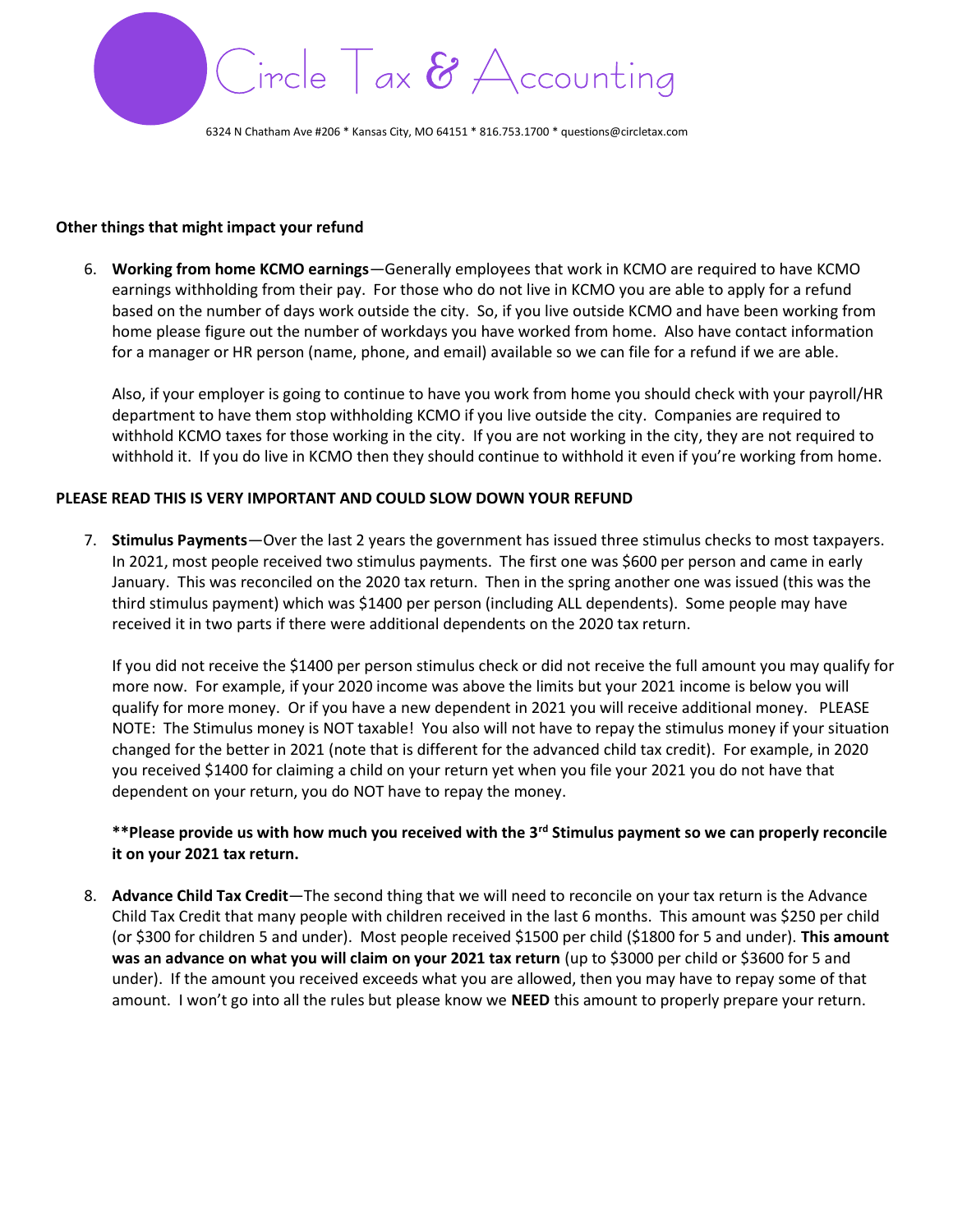# Circle Tax & Accounting

6324 N Chatham Ave #206 * Kansas City, MO 64151 * 816.753.1700 * questions@circletax.com

**Other things that might impact your refund**

6. **Working from home KCMO earnings**—Generally employees that work in KCMO are required to have KCMO earnings withholding from their pay. For those who do not live in KCMO you are able to apply for a refund based on the number of days work outside the city. So, if you live outside KCMO and have been working from home please figure out the number of workdays you have worked from home. Also have contact information for a manager or HR person (name, phone, and email) available so we can file for a refund if we are able.

   Also, if your employer is going to continue to have you work from home you should check with your payroll/HR department to have them stop withholding KCMO if you live outside the city. Companies are required to withhold KCMO taxes for those working in the city. If you are not working in the city, they are not required to withhold it. If you do live in KCMO then they should continue to withhold it even if you're working from home.

**PLEASE READ THIS IS VERY IMPORTANT AND COULD SLOW DOWN YOUR REFUND**

7. **Stimulus Payments**—Over the last 2 years the government has issued three stimulus checks to most taxpayers. In 2021, most people received two stimulus payments. The first one was $600 per person and came in early January. This was reconciled on the 2020 tax return. Then in the spring another one was issued (this was the third stimulus payment) which was $1400 per person (including ALL dependents). Some people may have received it in two parts if there were additional dependents on the 2020 tax return.

   If you did not receive the $1400 per person stimulus check or did not receive the full amount you may qualify for more now. For example, if your 2020 income was above the limits but your 2021 income is below you will qualify for more money. Or if you have a new dependent in 2021 you will receive additional money. PLEASE NOTE: The Stimulus money is NOT taxable! You also will not have to repay the stimulus money if your situation changed for the better in 2021 (note that is different for the advanced child tax credit). For example, in 2020 you received $1400 for claiming a child on your return yet when you file your 2021 you do not have that dependent on your return, you do NOT have to repay the money.

   **\*\*Please provide us with how much you received with the 3rd Stimulus payment so we can properly reconcile it on your 2021 tax return.**

8. **Advance Child Tax Credit**—The second thing that we will need to reconcile on your tax return is the Advance Child Tax Credit that many people with children received in the last 6 months. This amount was $250 per child (or $300 for children 5 and under). Most people received $1500 per child ($1800 for 5 and under). **This amount was an advance on what you will claim on your 2021 tax return** (up to $3000 per child or $3600 for 5 and under). If the amount you received exceeds what you are allowed, then you may have to repay some of that amount. I won't go into all the rules but please know we **NEED** this amount to properly prepare your return.